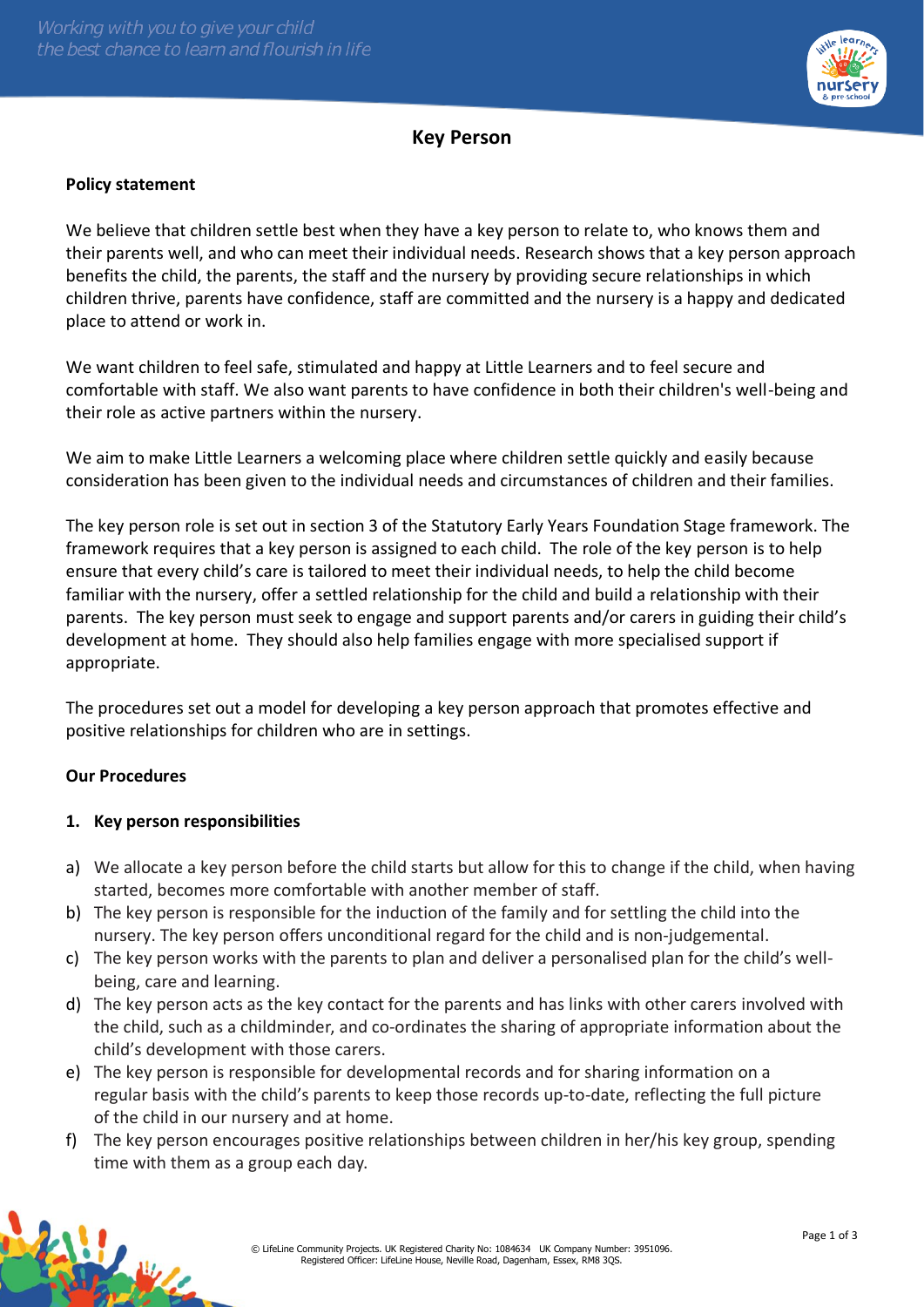# Key Person

## Policy statement

We believe that children settle best when they have a key person to relate to, who knows them and their parents well, and who can meet their individual needs. Research shows that a key person approach benefits the child, the parents, the staff and the nursery by providing secure relationships in which children thrive, parents have confidence, staff are committed and the nursery is a happy and dedicated place to attend or work in.

We want children to feel safe, stimulated and happy at Little Learners and to feel secure and comfortable with staff. We also want parents to have confidence in both their children's well-being and their role as active partners within the nursery.

We aim to make Little Learners a welcoming place where children settle quickly and easily because consideration has been given to the individual needs and circumstances of children and their families.

The key person role is set out in section 3 of the Statutory Early Years Foundation Stage framework. The framework requires that a key person is assigned to each child. The role of the key person is to help ensure that every child's care is tailored to meet their individual needs, to help the child become familiar with the nursery, offer a settled relationship for the child and build a relationship with their parents. The key person must seek to engage and support parents and/or carers in guiding their child's development at home. They should also help families engage with more specialised support if appropriate.

The procedures set out a model for developing a key person approach that promotes effective and positive relationships for children who are in settings.

## Our Procedures

### 1. Key person responsibilities

a) We allocate a key person before the child starts but allow for this to change if the child, when having started, becomes more comfortable with another member of staff.
b) The key person is responsible for the induction of the family and for settling the child into the nursery. The key person offers unconditional regard for the child and is non-judgemental.
c) The key person works with the parents to plan and deliver a personalised plan for the child's well-being, care and learning.
d) The key person acts as the key contact for the parents and has links with other carers involved with the child, such as a childminder, and co-ordinates the sharing of appropriate information about the child's development with those carers.
e) The key person is responsible for developmental records and for sharing information on a regular basis with the child's parents to keep those records up-to-date, reflecting the full picture of the child in our nursery and at home.
f) The key person encourages positive relationships between children in her/his key group, spending time with them as a group each day.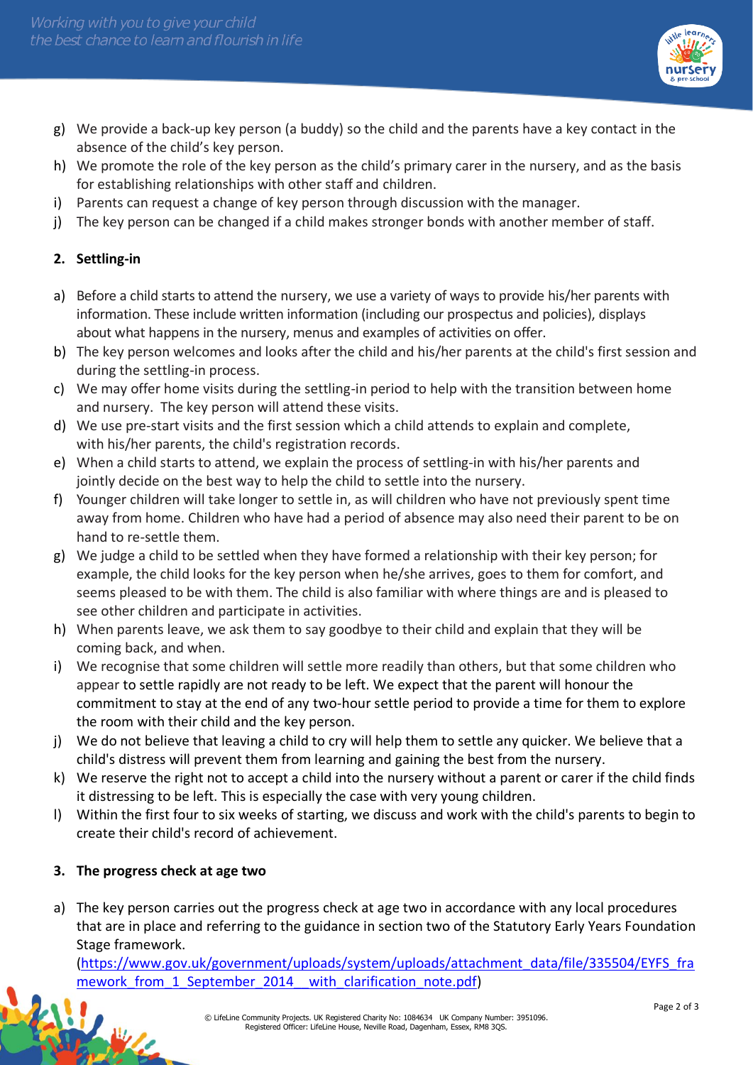g) We provide a back-up key person (a buddy) so the child and the parents have a key contact in the absence of the child's key person.
h) We promote the role of the key person as the child's primary carer in the nursery, and as the basis for establishing relationships with other staff and children.
i) Parents can request a change of key person through discussion with the manager.
j) The key person can be changed if a child makes stronger bonds with another member of staff.

**2. Settling-in**

a) Before a child starts to attend the nursery, we use a variety of ways to provide his/her parents with information. These include written information (including our prospectus and policies), displays about what happens in the nursery, menus and examples of activities on offer.
b) The key person welcomes and looks after the child and his/her parents at the child's first session and during the settling-in process.
c) We may offer home visits during the settling-in period to help with the transition between home and nursery. The key person will attend these visits.
d) We use pre-start visits and the first session which a child attends to explain and complete, with his/her parents, the child's registration records.
e) When a child starts to attend, we explain the process of settling-in with his/her parents and jointly decide on the best way to help the child to settle into the nursery.
f) Younger children will take longer to settle in, as will children who have not previously spent time away from home. Children who have had a period of absence may also need their parent to be on hand to re-settle them.
g) We judge a child to be settled when they have formed a relationship with their key person; for example, the child looks for the key person when he/she arrives, goes to them for comfort, and seems pleased to be with them. The child is also familiar with where things are and is pleased to see other children and participate in activities.
h) When parents leave, we ask them to say goodbye to their child and explain that they will be coming back, and when.
i) We recognise that some children will settle more readily than others, but that some children who appear to settle rapidly are not ready to be left. We expect that the parent will honour the commitment to stay at the end of any two-hour settle period to provide a time for them to explore the room with their child and the key person.
j) We do not believe that leaving a child to cry will help them to settle any quicker. We believe that a child's distress will prevent them from learning and gaining the best from the nursery.
k) We reserve the right not to accept a child into the nursery without a parent or carer if the child finds it distressing to be left. This is especially the case with very young children.
l) Within the first four to six weeks of starting, we discuss and work with the child's parents to begin to create their child's record of achievement.

**3. The progress check at age two**

a) The key person carries out the progress check at age two in accordance with any local procedures that are in place and referring to the guidance in section two of the Statutory Early Years Foundation Stage framework.
(https://www.gov.uk/government/uploads/system/uploads/attachment_data/file/335504/EYFS_framework_from_1_September_2014__with_clarification_note.pdf)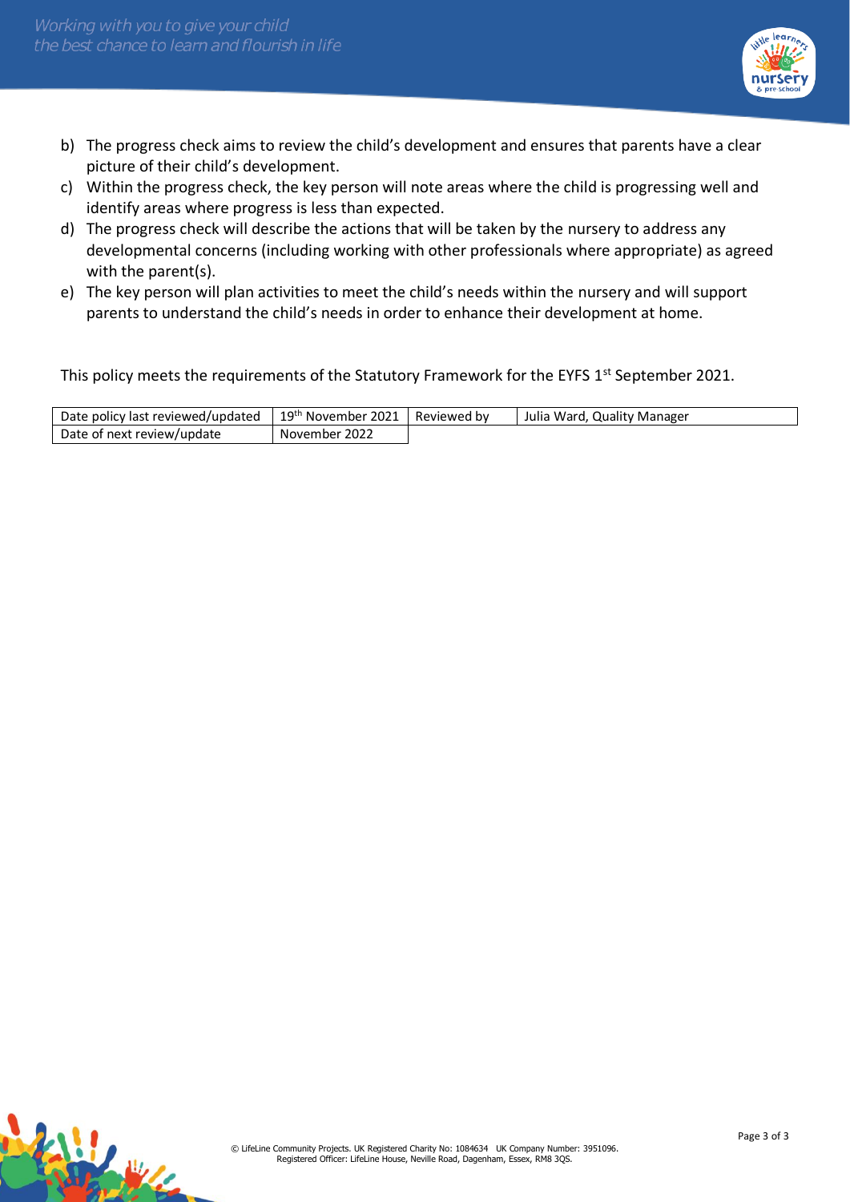b) The progress check aims to review the child's development and ensures that parents have a clear picture of their child's development.
c) Within the progress check, the key person will note areas where the child is progressing well and identify areas where progress is less than expected.
d) The progress check will describe the actions that will be taken by the nursery to address any developmental concerns (including working with other professionals where appropriate) as agreed with the parent(s).
e) The key person will plan activities to meet the child's needs within the nursery and will support parents to understand the child's needs in order to enhance their development at home.

This policy meets the requirements of the Statutory Framework for the EYFS 1st September 2021.

| | | | |
|---|---|---|---|
| Date policy last reviewed/updated | 19th November 2021 | Reviewed by | Julia Ward, Quality Manager |
| Date of next review/update | November 2022 | | |

© LifeLine Community Projects. UK Registered Charity No: 1084634 UK Company Number: 3951096.
Registered Officer: LifeLine House, Neville Road, Dagenham, Essex, RM8 3QS.